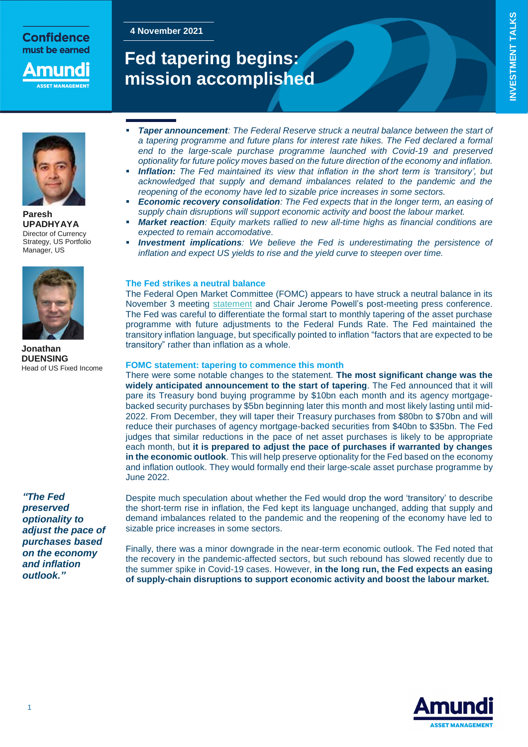Confidence must be earned

Amundi ASSET MANAGEMENT

4 November 2021

# Fed tapering begins: mission accomplished

INVESTMENT TALKS

**Paresh UPADHYAYA**
Director of Currency Strategy, US Portfolio Manager, US

**Jonathan DUENSING**
Head of US Fixed Income

- ***Taper announcement****: The Federal Reserve struck a neutral balance between the start of a tapering programme and future plans for interest rate hikes. The Fed declared a formal end to the large-scale purchase programme launched with Covid-19 and preserved optionality for future policy moves based on the future direction of the economy and inflation.*
- ***Inflation:*** *The Fed maintained its view that inflation in the short term is 'transitory', but acknowledged that supply and demand imbalances related to the pandemic and the reopening of the economy have led to sizable price increases in some sectors.*
- ***Economic recovery consolidation****: The Fed expects that in the longer term, an easing of supply chain disruptions will support economic activity and boost the labour market.*
- ***Market reaction****: Equity markets rallied to new all-time highs as financial conditions are expected to remain accomodative.*
- ***Investment implications****: We believe the Fed is underestimating the persistence of inflation and expect US yields to rise and the yield curve to steepen over time.*

## The Fed strikes a neutral balance

The Federal Open Market Committee (FOMC) appears to have struck a neutral balance in its November 3 meeting statement and Chair Jerome Powell's post-meeting press conference. The Fed was careful to differentiate the formal start to monthly tapering of the asset purchase programme with future adjustments to the Federal Funds Rate. The Fed maintained the transitory inflation language, but specifically pointed to inflation "factors that are expected to be transitory" rather than inflation as a whole.

## FOMC statement: tapering to commence this month

There were some notable changes to the statement. **The most significant change was the widely anticipated announcement to the start of tapering**. The Fed announced that it will pare its Treasury bond buying programme by \$10bn each month and its agency mortgage-backed security purchases by \$5bn beginning later this month and most likely lasting until mid-2022. From December, they will taper their Treasury purchases from \$80bn to \$70bn and will reduce their purchases of agency mortgage-backed securities from \$40bn to \$35bn. The Fed judges that similar reductions in the pace of net asset purchases is likely to be appropriate each month, but **it is prepared to adjust the pace of purchases if warranted by changes in the economic outlook**. This will help preserve optionality for the Fed based on the economy and inflation outlook. They would formally end their large-scale asset purchase programme by June 2022.

*"The Fed preserved optionality to adjust the pace of purchases based on the economy and inflation outlook."*

Despite much speculation about whether the Fed would drop the word 'transitory' to describe the short-term rise in inflation, the Fed kept its language unchanged, adding that supply and demand imbalances related to the pandemic and the reopening of the economy have led to sizable price increases in some sectors.

Finally, there was a minor downgrade in the near-term economic outlook. The Fed noted that the recovery in the pandemic-affected sectors, but such rebound has slowed recently due to the summer spike in Covid-19 cases. However, **in the long run, the Fed expects an easing of supply-chain disruptions to support economic activity and boost the labour market.**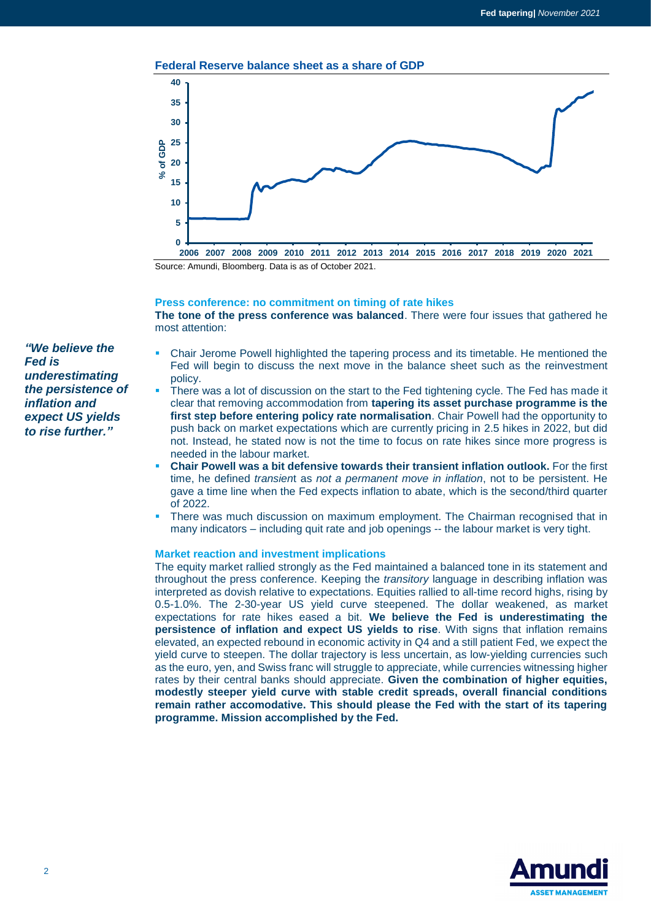**Federal Reserve balance sheet as a share of GDP**

Source: Amundi, Bloomberg. Data is as of October 2021.

### Press conference: no commitment on timing of rate hikes

**The tone of the press conference was balanced**. There were four issues that gathered he most attention:

*"We believe the Fed is underestimating the persistence of inflation and expect US yields to rise further."*

- Chair Jerome Powell highlighted the tapering process and its timetable. He mentioned the Fed will begin to discuss the next move in the balance sheet such as the reinvestment policy.
- There was a lot of discussion on the start to the Fed tightening cycle. The Fed has made it clear that removing accommodation from **tapering its asset purchase programme is the first step before entering policy rate normalisation**. Chair Powell had the opportunity to push back on market expectations which are currently pricing in 2.5 hikes in 2022, but did not. Instead, he stated now is not the time to focus on rate hikes since more progress is needed in the labour market.
- **Chair Powell was a bit defensive towards their transient inflation outlook.** For the first time, he defined *transient* as *not a permanent move in inflation*, not to be persistent. He gave a time line when the Fed expects inflation to abate, which is the second/third quarter of 2022.
- There was much discussion on maximum employment. The Chairman recognised that in many indicators – including quit rate and job openings -- the labour market is very tight.

### Market reaction and investment implications

The equity market rallied strongly as the Fed maintained a balanced tone in its statement and throughout the press conference. Keeping the *transitory* language in describing inflation was interpreted as dovish relative to expectations. Equities rallied to all-time record highs, rising by 0.5-1.0%. The 2-30-year US yield curve steepened. The dollar weakened, as market expectations for rate hikes eased a bit. **We believe the Fed is underestimating the persistence of inflation and expect US yields to rise**. With signs that inflation remains elevated, an expected rebound in economic activity in Q4 and a still patient Fed, we expect the yield curve to steepen. The dollar trajectory is less uncertain, as low-yielding currencies such as the euro, yen, and Swiss franc will struggle to appreciate, while currencies witnessing higher rates by their central banks should appreciate. **Given the combination of higher equities, modestly steeper yield curve with stable credit spreads, overall financial conditions remain rather accomodative. This should please the Fed with the start of its tapering programme. Mission accomplished by the Fed.**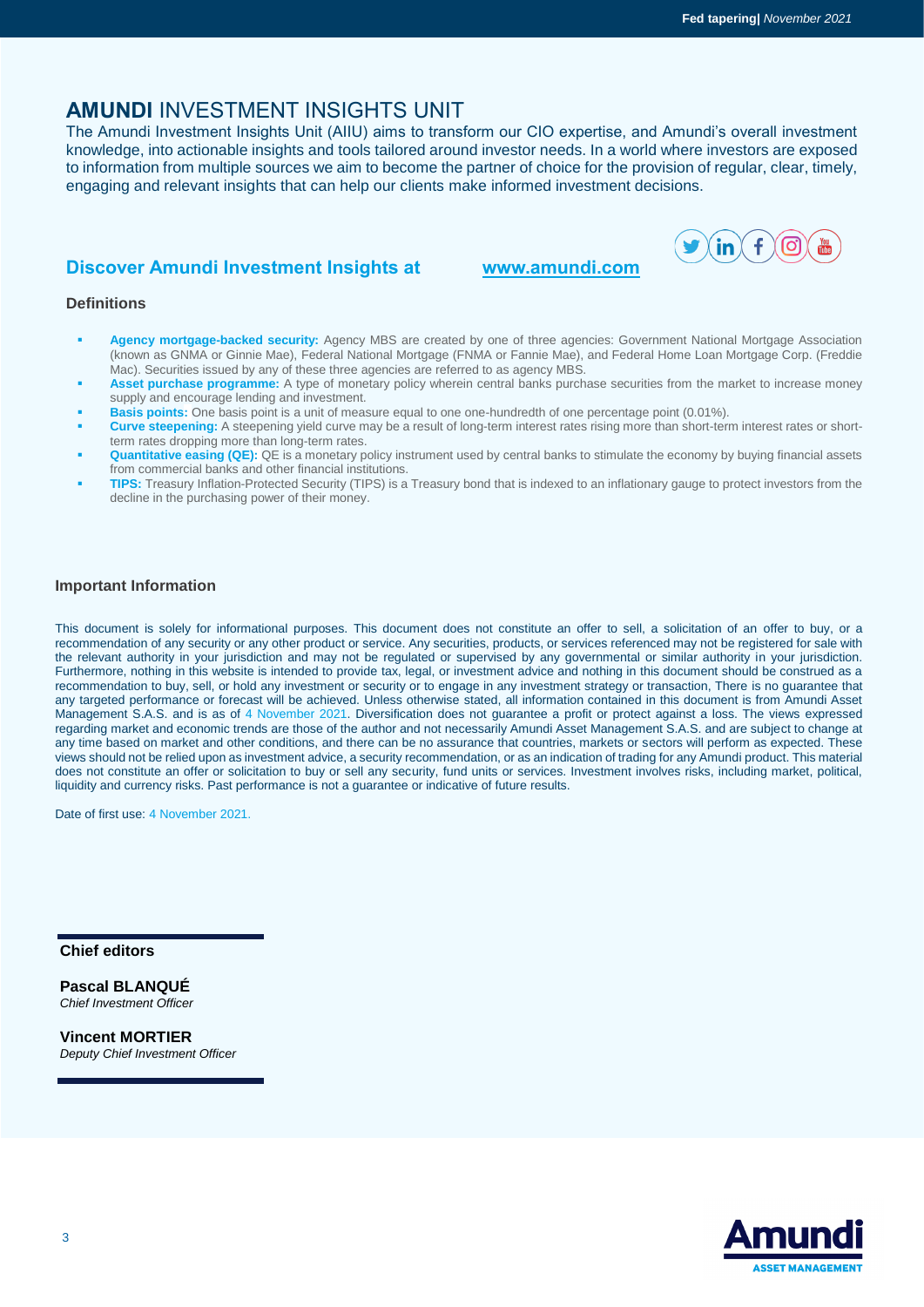# AMUNDI INVESTMENT INSIGHTS UNIT

The Amundi Investment Insights Unit (AIIU) aims to transform our CIO expertise, and Amundi's overall investment knowledge, into actionable insights and tools tailored around investor needs. In a world where investors are exposed to information from multiple sources we aim to become the partner of choice for the provision of regular, clear, timely, engaging and relevant insights that can help our clients make informed investment decisions.

## Discover Amundi Investment Insights at www.amundi.com

### Definitions

- **Agency mortgage-backed security:** Agency MBS are created by one of three agencies: Government National Mortgage Association (known as GNMA or Ginnie Mae), Federal National Mortgage (FNMA or Fannie Mae), and Federal Home Loan Mortgage Corp. (Freddie Mac). Securities issued by any of these three agencies are referred to as agency MBS.
- **Asset purchase programme:** A type of monetary policy wherein central banks purchase securities from the market to increase money supply and encourage lending and investment.
- **Basis points:** One basis point is a unit of measure equal to one one-hundredth of one percentage point (0.01%).
- **Curve steepening:** A steepening yield curve may be a result of long-term interest rates rising more than short-term interest rates or short-term rates dropping more than long-term rates.
- **Quantitative easing (QE):** QE is a monetary policy instrument used by central banks to stimulate the economy by buying financial assets from commercial banks and other financial institutions.
- **TIPS:** Treasury Inflation-Protected Security (TIPS) is a Treasury bond that is indexed to an inflationary gauge to protect investors from the decline in the purchasing power of their money.

### Important Information

This document is solely for informational purposes. This document does not constitute an offer to sell, a solicitation of an offer to buy, or a recommendation of any security or any other product or service. Any securities, products, or services referenced may not be registered for sale with the relevant authority in your jurisdiction and may not be regulated or supervised by any governmental or similar authority in your jurisdiction. Furthermore, nothing in this website is intended to provide tax, legal, or investment advice and nothing in this document should be construed as a recommendation to buy, sell, or hold any investment or security or to engage in any investment strategy or transaction, There is no guarantee that any targeted performance or forecast will be achieved. Unless otherwise stated, all information contained in this document is from Amundi Asset Management S.A.S. and is as of 4 November 2021. Diversification does not guarantee a profit or protect against a loss. The views expressed regarding market and economic trends are those of the author and not necessarily Amundi Asset Management S.A.S. and are subject to change at any time based on market and other conditions, and there can be no assurance that countries, markets or sectors will perform as expected. These views should not be relied upon as investment advice, a security recommendation, or as an indication of trading for any Amundi product. This material does not constitute an offer or solicitation to buy or sell any security, fund units or services. Investment involves risks, including market, political, liquidity and currency risks. Past performance is not a guarantee or indicative of future results.

Date of first use: 4 November 2021.

**Chief editors**

**Pascal BLANQUÉ**
*Chief Investment Officer*

**Vincent MORTIER**
*Deputy Chief Investment Officer*